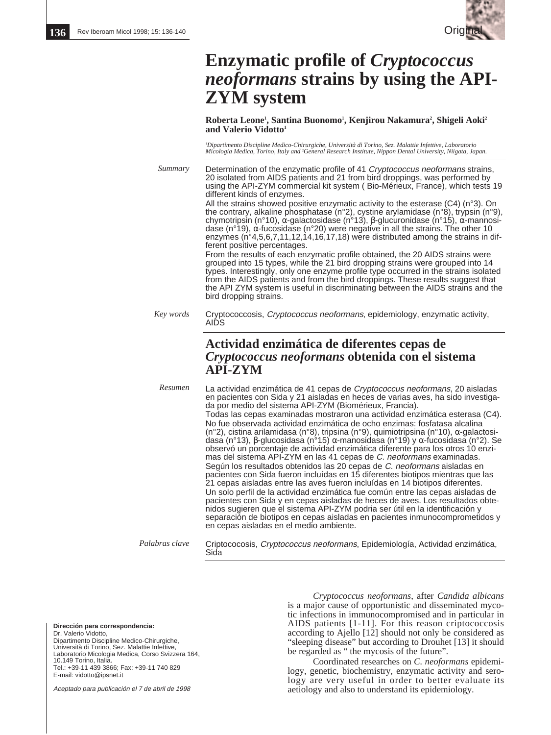# Enzymatic profile of *Cryptococcus neoformans* strains by using the API-ZYM system

**Roberta Leone[1], Santina Buonomo[1], Kenjirou Nakamura[2], Shigeli Aoki[2] and Valerio Vidotto[1]**

[1]*Dipartimento Discipline Medico-Chirurgiche, Università di Torino, Sez. Malattie Infettive, Laboratorio Micologia Medica, Torino, Italy and* [2]*General Research Institute, Nippon Dental University, Niigata, Japan.*

*Summary*

Determination of the enzymatic profile of 41 *Cryptococcus neoformans* strains, 20 isolated from AIDS patients and 21 from bird droppings, was performed by using the API-ZYM commercial kit system ( Bio-Mérieux, France), which tests 19 different kinds of enzymes.

All the strains showed positive enzymatic activity to the esterase (C4) (n°3). On the contrary, alkaline phosphatase (n°2), cystine arylamidase (n°8), trypsin (n°9), chymotripsin (n°10), α-galactosidase (n°13), β-glucuronidase (n°15), α-mannosidase (n°19), α-fucosidase (n°20) were negative in all the strains. The other 10 enzymes (n°4,5,6,7,11,12,14,16,17,18) were distributed among the strains in different positive percentages.

From the results of each enzymatic profile obtained, the 20 AIDS strains were grouped into 15 types, while the 21 bird dropping strains were grouped into 14 types. Interestingly, only one enzyme profile type occurred in the strains isolated from the AIDS patients and from the bird droppings. These results suggest that the API ZYM system is useful in discriminating between the AIDS strains and the bird dropping strains.

*Key words*

Cryptococcosis, *Cryptococcus neoformans*, epidemiology, enzymatic activity, AIDS

## Actividad enzimática de diferentes cepas de *Cryptococcus neoformans* obtenida con el sistema API-ZYM

*Resumen*

La actividad enzimática de 41 cepas de *Cryptococcus neoformans*, 20 aisladas en pacientes con Sida y 21 aisladas en heces de varias aves, ha sido investigada por medio del sistema API-ZYM (Biomérieux, Francia).

Todas las cepas examinadas mostraron una actividad enzimática esterasa (C4). No fue observada actividad enzimática de ocho enzimas: fosfatasa alcalina (n°2), cistina arilamidasa (n°8), tripsina (n°9), quimiotripsina (n°10), α-galactosidasa (n°13), β-glucosidasa (n°15) α-manosidasa (n°19) y α-fucosidasa (n°2). Se observó un porcentaje de actividad enzimática diferente para los otros 10 enzimas del sistema API-ZYM en las 41 cepas de *C. neoformans* examinadas.

Según los resultados obtenidos las 20 cepas de *C. neoformans* aisladas en pacientes con Sida fueron incluídas en 15 diferentes biotipos mientras que las 21 cepas aisladas entre las aves fueron incluídas en 14 biotipos diferentes.

Un solo perfil de la actividad enzimática fue común entre las cepas aisladas de pacientes con Sida y en cepas aisladas de heces de aves. Los resultados obtenidos sugieren que el sistema API-ZYM podria ser útil en la identificación y separación de biotipos en cepas aisladas en pacientes inmunocomprometidos y en cepas aisladas en el medio ambiente.

*Palabras clave*

Criptococosis, *Cryptococcus neoformans*, Epidemiología, Actividad enzimática, Sida

*Cryptococcus neoformans*, after *Candida albicans* is a major cause of opportunistic and disseminated mycotic infections in immunocompromised and in particular in AIDS patients [1-11]. For this reason criptococcosis according to Ajello [12] should not only be considered as "sleeping disease" but according to Drouhet [13] it should be regarded as " the mycosis of the future".

Coordinated researches on *C. neoformans* epidemilogy, genetic, biochemistry, enzymatic activity and serology are very useful in order to better evaluate its aetiology and also to understand its epidemiology.

**Dirección para correspondencia:**
Dr. Valerio Vidotto,
Dipartimento Discipline Medico-Chirurgiche,
Università di Torino, Sez. Malattie Infettive,
Laboratorio Micologia Medica, Corso Svizzera 164,
10.149 Torino, Italia.
Tel.: +39-11 439 3866; Fax: +39-11 740 829
E-mail: vidotto@ipsnet.it

*Aceptado para publicación el 7 de abril de 1998*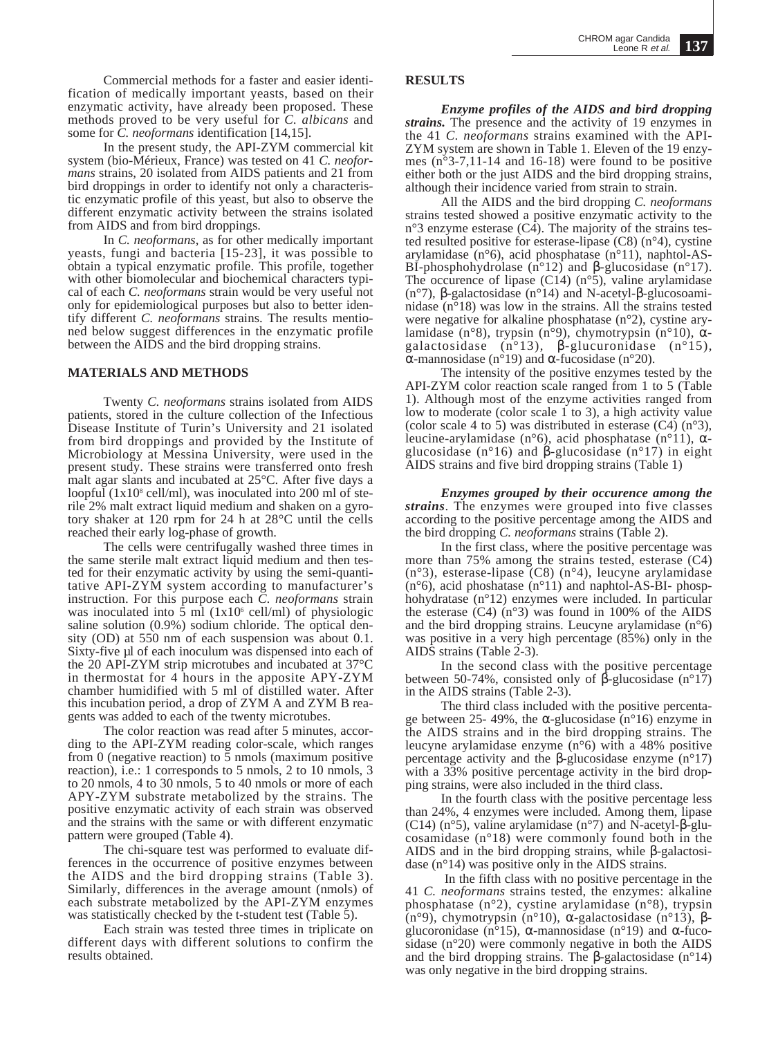Commercial methods for a faster and easier identification of medically important yeasts, based on their enzymatic activity, have already been proposed. These methods proved to be very useful for *C. albicans* and some for *C. neoformans* identification [14,15].

In the present study, the API-ZYM commercial kit system (bio-Mérieux, France) was tested on 41 *C. neoformans* strains, 20 isolated from AIDS patients and 21 from bird droppings in order to identify not only a characteristic enzymatic profile of this yeast, but also to observe the different enzymatic activity between the strains isolated from AIDS and from bird droppings.

In *C. neoformans*, as for other medically important yeasts, fungi and bacteria [15-23], it was possible to obtain a typical enzymatic profile. This profile, together with other biomolecular and biochemical characters typical of each *C. neoformans* strain would be very useful not only for epidemiological purposes but also to better identify different *C. neoformans* strains. The results mentioned below suggest differences in the enzymatic profile between the AIDS and the bird dropping strains.

## MATERIALS AND METHODS

Twenty *C. neoformans* strains isolated from AIDS patients, stored in the culture collection of the Infectious Disease Institute of Turin's University and 21 isolated from bird droppings and provided by the Institute of Microbiology at Messina University, were used in the present study. These strains were transferred onto fresh malt agar slants and incubated at 25°C. After five days a loopful ($1x10^8$ cell/ml), was inoculated into 200 ml of sterile 2% malt extract liquid medium and shaken on a gyrotory shaker at 120 rpm for 24 h at 28°C until the cells reached their early log-phase of growth.

The cells were centrifugally washed three times in the same sterile malt extract liquid medium and then tested for their enzymatic activity by using the semi-quantitative API-ZYM system according to manufacturer's instruction. For this purpose each *C. neoformans* strain was inoculated into 5 ml ($1x10^6$ cell/ml) of physiologic saline solution (0.9%) sodium chloride. The optical density (OD) at 550 nm of each suspension was about 0.1. Sixty-five µl of each inoculum was dispensed into each of the 20 API-ZYM strip microtubes and incubated at 37°C in thermostat for 4 hours in the apposite APY-ZYM chamber humidified with 5 ml of distilled water. After this incubation period, a drop of ZYM A and ZYM B reagents was added to each of the twenty microtubes.

The color reaction was read after 5 minutes, according to the API-ZYM reading color-scale, which ranges from 0 (negative reaction) to 5 nmols (maximum positive reaction), i.e.: 1 corresponds to 5 nmols, 2 to 10 nmols, 3 to 20 nmols, 4 to 30 nmols, 5 to 40 nmols or more of each APY-ZYM substrate metabolized by the strains. The positive enzymatic activity of each strain was observed and the strains with the same or with different enzymatic pattern were grouped (Table 4).

The chi-square test was performed to evaluate differences in the occurrence of positive enzymes between the AIDS and the bird dropping strains (Table 3). Similarly, differences in the average amount (nmols) of each substrate metabolized by the API-ZYM enzymes was statistically checked by the t-student test (Table 5).

Each strain was tested three times in triplicate on different days with different solutions to confirm the results obtained.

## RESULTS

***Enzyme profiles of the AIDS and bird dropping strains.*** The presence and the activity of 19 enzymes in the 41 *C. neoformans* strains examined with the API-ZYM system are shown in Table 1. Eleven of the 19 enzymes (n°3-7,11-14 and 16-18) were found to be positive either both or the just AIDS and the bird dropping strains, although their incidence varied from strain to strain.

All the AIDS and the bird dropping *C. neoformans* strains tested showed a positive enzymatic activity to the n°3 enzyme esterase (C4). The majority of the strains tested resulted positive for esterase-lipase (C8) (n°4), cystine arylamidase (n°6), acid phosphatase (n°11), naphtol-AS-BI-phosphohydrolase (n°12) and β-glucosidase (n°17). The occurence of lipase (C14) (n°5), valine arylamidase (n°7), β-galactosidase (n°14) and N-acetyl-β-glucosoaminidase (n°18) was low in the strains. All the strains tested were negative for alkaline phosphatase (n°2), cystine arylamidase (n°8), trypsin (n°9), chymotrypsin (n°10), α-galactosidase (n°13), β-glucuronidase (n°15), α-mannosidase (n°19) and α-fucosidase (n°20).

The intensity of the positive enzymes tested by the API-ZYM color reaction scale ranged from 1 to 5 (Table 1). Although most of the enzyme activities ranged from low to moderate (color scale 1 to 3), a high activity value (color scale 4 to 5) was distributed in esterase (C4) (n°3), leucine-arylamidase (n°6), acid phosphatase (n°11), α-glucosidase (n°16) and β-glucosidase (n°17) in eight AIDS strains and five bird dropping strains (Table 1)

***Enzymes grouped by their occurence among the strains***. The enzymes were grouped into five classes according to the positive percentage among the AIDS and the bird dropping *C. neoformans* strains (Table 2).

In the first class, where the positive percentage was more than 75% among the strains tested, esterase (C4) (n°3), esterase-lipase (C8) (n°4), leucyne arylamidase (n°6), acid phoshatase (n°11) and naphtol-AS-BI- phosphohydratase (n°12) enzymes were included. In particular the esterase (C4) (n°3) was found in 100% of the AIDS and the bird dropping strains. Leucyne arylamidase (n°6) was positive in a very high percentage (85%) only in the AIDS strains (Table 2-3).

In the second class with the positive percentage between 50-74%, consisted only of β-glucosidase (n°17) in the AIDS strains (Table 2-3).

The third class included with the positive percentage between 25- 49%, the α-glucosidase (n°16) enzyme in the AIDS strains and in the bird dropping strains. The leucyne arylamidase enzyme (n°6) with a 48% positive percentage activity and the β-glucosidase enzyme (n°17) with a 33% positive percentage activity in the bird dropping strains, were also included in the third class.

In the fourth class with the positive percentage less than 24%, 4 enzymes were included. Among them, lipase (C14) (n°5), valine arylamidase (n°7) and N-acetyl-β-glucosamidase (n°18) were commonly found both in the AIDS and in the bird dropping strains, while β-galactosidase (n°14) was positive only in the AIDS strains.

In the fifth class with no positive percentage in the 41 *C. neoformans* strains tested, the enzymes: alkaline phosphatase (n°2), cystine arylamidase (n°8), trypsin (n°9), chymotrypsin (n°10), α-galactosidase (n°13), β-glucoronidase (n°15), α-mannosidase (n°19) and α-fucosidase (n°20) were commonly negative in both the AIDS and the bird dropping strains. The β-galactosidase (n°14) was only negative in the bird dropping strains.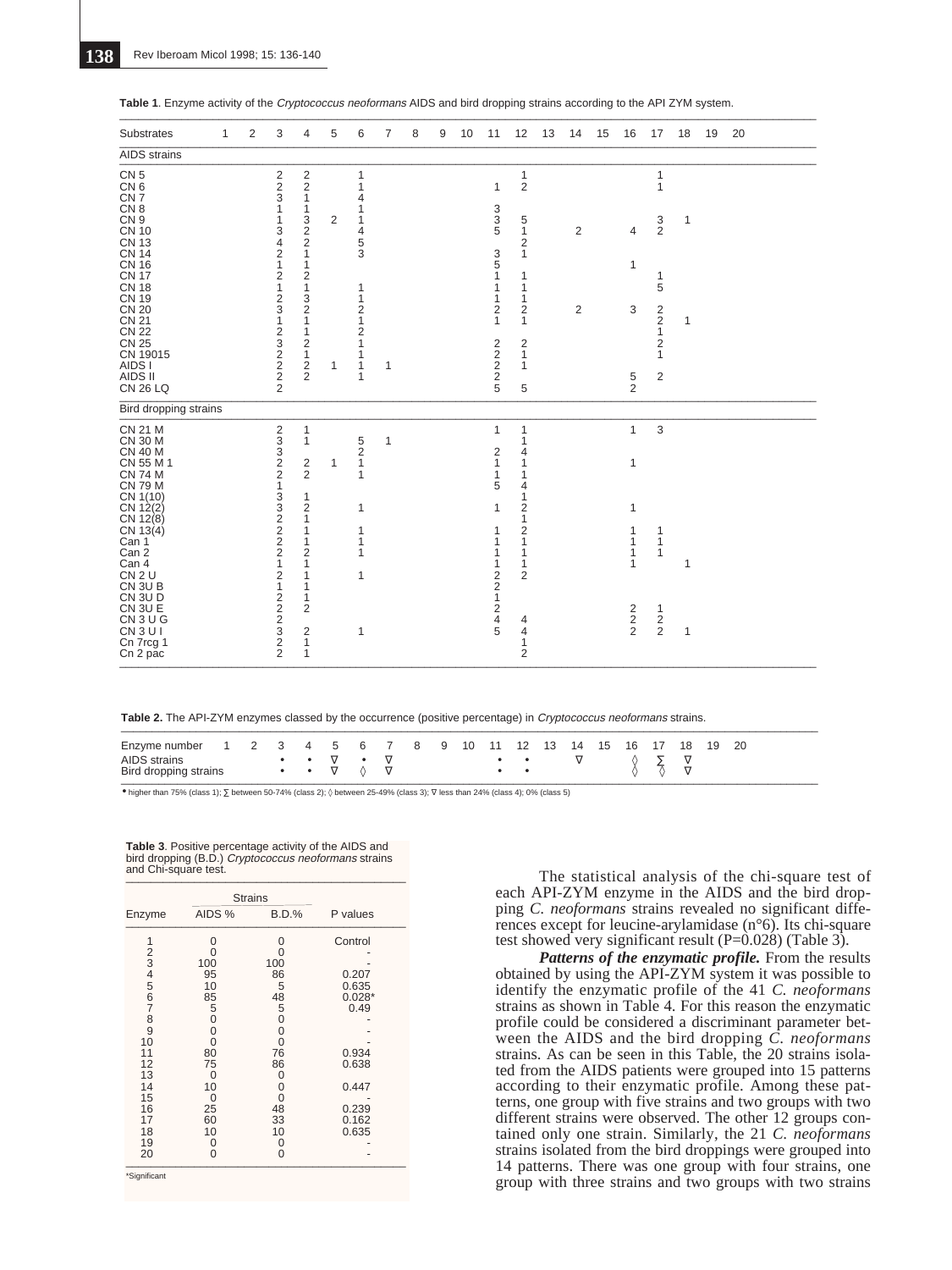**Table 1**. Enzyme activity of the *Cryptococcus neoformans* AIDS and bird dropping strains according to the API ZYM system.

| Substrates | 1 | 2 | 3 | 4 | 5 | 6 | 7 | 8 | 9 | 10 | 11 | 12 | 13 | 14 | 15 | 16 | 17 | 18 | 19 | 20 |
|---|---|---|---|---|---|---|---|---|---|---|---|---|---|---|---|---|---|---|---|---|
| **AIDS strains** | | | | | | | | | | | | | | | | | | | | |
| CN 5 | | | 2 | 2 | | 1 | | | | | | 1 | | | | | 1 | | | |
| CN 6 | | | 2 | 2 | | 1 | | | | | 1 | 2 | | | | | 1 | | | |
| CN 7 | | | 3 | 1 | | 4 | | | | | | | | | | | | | | |
| CN 8 | | | 1 | 1 | | 1 | | | | | 3 | | | | | | | | | |
| CN 9 | | | 1 | 3 | 2 | 1 | | | | | 3 | 5 | | | | | 3 | 1 | | |
| CN 10 | | | 3 | 2 | | 4 | | | | | 5 | 1 | | 2 | | 4 | 2 | | | |
| CN 13 | | | 4 | 2 | | 5 | | | | | | 2 | | | | | | | | |
| CN 14 | | | 2 | 1 | | 3 | | | | | 3 | 1 | | | | | | | | |
| CN 16 | | | 1 | 1 | | | | | | | 5 | | | | | 1 | | | | |
| CN 17 | | | 2 | 2 | | | | | | | 1 | 1 | | | | | 1 | | | |
| CN 18 | | | 1 | 1 | | 1 | | | | | 1 | 1 | | | | | 5 | | | |
| CN 19 | | | 2 | 3 | | 1 | | | | | 1 | 1 | | | | | | | | |
| CN 20 | | | 3 | 2 | | 2 | | | | | 2 | 2 | | 2 | | 3 | 2 | | | |
| CN 21 | | | 1 | 1 | | 1 | | | | | 1 | 1 | | | | | 2 | 1 | | |
| CN 22 | | | 2 | 1 | | 2 | | | | | | | | | | | 1 | | | |
| CN 25 | | | 3 | 2 | | 1 | | | | | 2 | 2 | | | | | 2 | | | |
| CN 19015 | | | 2 | 1 | | 1 | | | | | 2 | 1 | | | | | 1 | | | |
| AIDS I | | | 2 | 2 | 1 | 1 | 1 | | | | 2 | 1 | | | | | | | | |
| AIDS II | | | 2 | 2 | | 1 | | | | | 2 | | | | | 5 | 2 | | | |
| CN 26 LQ | | | 2 | | | | | | | | 5 | 5 | | | | 2 | | | | |
| **Bird dropping strains** | | | | | | | | | | | | | | | | | | | | |
| CN 21 M | | | 2 | 1 | | | | | | | 1 | 1 | | | | 1 | 3 | | | |
| CN 30 M | | | 3 | 1 | | 5 | 1 | | | | | 1 | | | | | | | | |
| CN 40 M | | | 3 | | | 2 | | | | | 2 | 4 | | | | | | | | |
| CN 55 M 1 | | | 2 | 2 | 1 | 1 | | | | | 1 | 1 | | | | 1 | | | | |
| CN 74 M | | | 2 | 2 | | 1 | | | | | 1 | 1 | | | | | | | | |
| CN 79 M | | | 1 | | | | | | | | 5 | 4 | | | | | | | | |
| CN 1(10) | | | 3 | 1 | | | | | | | | 1 | | | | | | | | |
| CN 12(2) | | | 3 | 2 | | 1 | | | | | 1 | 2 | | | | 1 | | | | |
| CN 12(8) | | | 2 | 1 | | | | | | | | 1 | | | | | | | | |
| CN 13(4) | | | 2 | 1 | | 1 | | | | | 1 | 2 | | | | 1 | 1 | | | |
| Can 1 | | | 2 | 1 | | 1 | | | | | 1 | 1 | | | | 1 | 1 | | | |
| Can 2 | | | 2 | 2 | | 1 | | | | | 1 | 1 | | | | 1 | 1 | | | |
| Can 4 | | | 1 | 1 | | | | | | | 1 | 1 | | | | 1 | | 1 | | |
| CN 2 U | | | 2 | 1 | | 1 | | | | | 2 | 2 | | | | | | | | |
| CN 3U B | | | 1 | 1 | | | | | | | 2 | | | | | | | | | |
| CN 3U D | | | 2 | 1 | | | | | | | 1 | | | | | | | | | |
| CN 3U E | | | 2 | 2 | | | | | | | 2 | | | | | 2 | 1 | | | |
| CN 3 U G | | | 2 | | | | | | | | 4 | 4 | | | | 2 | 2 | | | |
| CN 3 U I | | | 3 | 2 | | 1 | | | | | 5 | 4 | | | | 2 | 2 | 1 | | |
| Cn 7rcg 1 | | | 2 | 1 | | | | | | | | 1 | | | | | | | | |
| Cn 2 pac | | | 2 | 1 | | | | | | | | 2 | | | | | | | | |

**Table 2.** The API-ZYM enzymes classed by the occurrence (positive percentage) in *Cryptococcus neoformans* strains.

| Enzyme number | 1 | 2 | 3 | 4 | 5 | 6 | 7 | 8 | 9 | 10 | 11 | 12 | 13 | 14 | 15 | 16 | 17 | 18 | 19 | 20 |
|---|---|---|---|---|---|---|---|---|---|---|---|---|---|---|---|---|---|---|---|---|
| AIDS strains | | | • | • | ∇ | • | ∇ | | | | • | • | | ∇ | | ◊ | ∑ | ∇ | | |
| Bird dropping strains | | | • | • | ∇ | ◊ | ∇ | | | | • | • | | | | ◊ | ◊ | ∇ | | |

• higher than 75% (class 1); ∑ between 50-74% (class 2); ◊ between 25-49% (class 3); ∇ less than 24% (class 4); 0% (class 5)

**Table 3**. Positive percentage activity of the AIDS and bird dropping (B.D.) *Cryptococcus neoformans* strains and Chi-square test.

| Enzyme | Strains AIDS % | B.D.% | P values |
|---|---|---|---|
| 1 | 0 | 0 | Control |
| 2 | 0 | 0 | - |
| 3 | 100 | 100 | - |
| 4 | 95 | 86 | 0.207 |
| 5 | 10 | 5 | 0.635 |
| 6 | 85 | 48 | 0.028* |
| 7 | 5 | 5 | 0.49 |
| 8 | 0 | 0 | - |
| 9 | 0 | 0 | - |
| 10 | 0 | 0 | - |
| 11 | 80 | 76 | 0.934 |
| 12 | 75 | 86 | 0.638 |
| 13 | 0 | 0 | - |
| 14 | 10 | 0 | 0.447 |
| 15 | 0 | 0 | - |
| 16 | 25 | 48 | 0.239 |
| 17 | 60 | 33 | 0.162 |
| 18 | 10 | 10 | 0.635 |
| 19 | 0 | 0 | - |
| 20 | 0 | 0 | - |

*Significant

The statistical analysis of the chi-square test of each API-ZYM enzyme in the AIDS and the bird dropping *C. neoformans* strains revealed no significant differences except for leucine-arylamidase (n°6). Its chi-square test showed very significant result (P=0.028) (Table 3).

***Patterns of the enzymatic profile.*** From the results obtained by using the API-ZYM system it was possible to identify the enzymatic profile of the 41 *C. neoformans* strains as shown in Table 4. For this reason the enzymatic profile could be considered a discriminant parameter between the AIDS and the bird dropping *C. neoformans* strains. As can be seen in this Table, the 20 strains isolated from the AIDS patients were grouped into 15 patterns according to their enzymatic profile. Among these patterns, one group with five strains and two groups with two different strains were observed. The other 12 groups contained only one strain. Similarly, the 21 *C. neoformans* strains isolated from the bird droppings were grouped into 14 patterns. There was one group with four strains, one group with three strains and two groups with two strains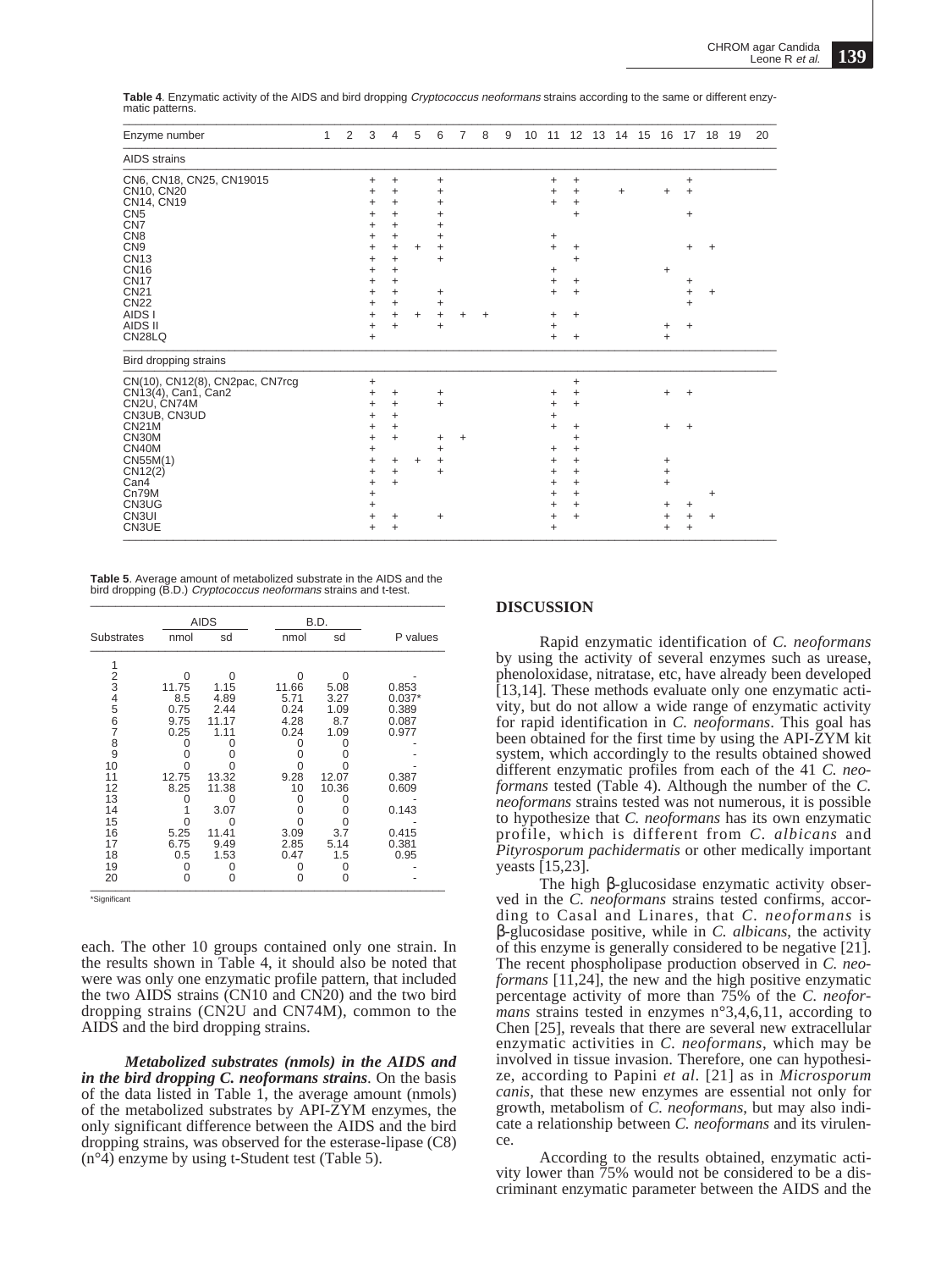**Table 4**. Enzymatic activity of the AIDS and bird dropping *Cryptococcus neoformans* strains according to the same or different enzymatic patterns.

| Enzyme number | 1 | 2 | 3 | 4 | 5 | 6 | 7 | 8 | 9 | 10 | 11 | 12 | 13 | 14 | 15 | 16 | 17 | 18 | 19 | 20 |
|---|---|---|---|---|---|---|---|---|---|---|---|---|---|---|---|---|---|---|---|---|
| AIDS strains | | | | | | | | | | | | | | | | | | | | |
| CN6, CN18, CN25, CN19015 | | | + | + | | + | | | | | + | + | | | | | + | | | |
| CN10, CN20 | | | + | + | | + | | | | | + | + | | + | | + | + | | | |
| CN14, CN19 | | | + | + | | + | | | | | + | + | | | | | | | | |
| CN5 | | | + | + | | + | | | | | | + | | | | | + | | | |
| CN7 | | | + | + | | + | | | | | | | | | | | | | | |
| CN8 | | | + | + | | + | | | | | + | | | | | | | | | |
| CN9 | | | + | + | + | + | | | | | + | + | | | | | + | + | | |
| CN13 | | | + | + | | + | | | | | | + | | | | | | | | |
| CN16 | | | + | + | | | | | | | + | | | | | + | | | | |
| CN17 | | | + | + | | | | | | | + | + | | | | | + | | | |
| CN21 | | | + | + | | + | | | | | + | + | | | | | + | + | | |
| CN22 | | | + | + | | + | | | | | | | | | | | + | | | |
| AIDS I | | | + | + | + | + | + | + | | | + | + | | | | | | | | |
| AIDS II | | | + | + | | + | | | | | + | | | | | + | + | | | |
| CN28LQ | | | + | | | | | | | | + | + | | | | + | | | | |
| Bird dropping strains | | | | | | | | | | | | | | | | | | | | |
| CN(10), CN12(8), CN2pac, CN7rcg | | | + | | | | | | | | | + | | | | | | | | |
| CN13(4), Can1, Can2 | | | + | + | | + | | | | | + | + | | | | + | + | | | |
| CN2U, CN74M | | | + | + | | + | | | | | + | + | | | | | | | | |
| CN3UB, CN3UD | | | + | + | | | | | | | + | | | | | | | | | |
| CN21M | | | + | + | | | | | | | + | + | | | | + | + | | | |
| CN30M | | | + | + | | + | + | | | | | + | | | | | | | | |
| CN40M | | | + | | | + | | | | | + | + | | | | | | | | |
| CN55M(1) | | | + | + | + | + | | | | | + | + | | | | + | | | | |
| CN12(2) | | | + | + | | + | | | | | + | + | | | | + | | | | |
| Can4 | | | + | + | | | | | | | + | + | | | | + | | | | |
| Cn79M | | | + | | | | | | | | + | + | | | | | | + | | |
| CN3UG | | | + | | | | | | | | + | + | | | | + | + | | | |
| CN3UI | | | + | + | | + | | | | | + | + | | | | + | + | + | | |
| CN3UE | | | + | + | | | | | | | + | | | | | + | + | | | |

**Table 5**. Average amount of metabolized substrate in the AIDS and the bird dropping (B.D.) *Cryptococcus neoformans* strains and t-test.

| | AIDS | | B.D. | | |
|---|---|---|---|---|---|
| Substrates | nmol | sd | nmol | sd | P values |
| 1 | | | | | |
| 2 | 0 | 0 | 0 | 0 | - |
| 3 | 11.75 | 1.15 | 11.66 | 5.08 | 0.853 |
| 4 | 8.5 | 4.89 | 5.71 | 3.27 | 0.037* |
| 5 | 0.75 | 2.44 | 0.24 | 1.09 | 0.389 |
| 6 | 9.75 | 11.17 | 4.28 | 8.7 | 0.087 |
| 7 | 0.25 | 1.11 | 0.24 | 1.09 | 0.977 |
| 8 | 0 | 0 | 0 | 0 | - |
| 9 | 0 | 0 | 0 | 0 | - |
| 10 | 0 | 0 | 0 | 0 | - |
| 11 | 12.75 | 13.32 | 9.28 | 12.07 | 0.387 |
| 12 | 8.25 | 11.38 | 10 | 10.36 | 0.609 |
| 13 | 0 | 0 | 0 | 0 | - |
| 14 | 1 | 3.07 | 0 | 0 | 0.143 |
| 15 | 0 | 0 | 0 | 0 | - |
| 16 | 5.25 | 11.41 | 3.09 | 3.7 | 0.415 |
| 17 | 6.75 | 9.49 | 2.85 | 5.14 | 0.381 |
| 18 | 0.5 | 1.53 | 0.47 | 1.5 | 0.95 |
| 19 | 0 | 0 | 0 | 0 | - |
| 20 | 0 | 0 | 0 | 0 | - |

*Significant

each. The other 10 groups contained only one strain. In the results shown in Table 4, it should also be noted that were was only one enzymatic profile pattern, that included the two AIDS strains (CN10 and CN20) and the two bird dropping strains (CN2U and CN74M), common to the AIDS and the bird dropping strains.

***Metabolized substrates (nmols) in the AIDS and in the bird dropping C. neoformans strains***. On the basis of the data listed in Table 1, the average amount (nmols) of the metabolized substrates by API-ZYM enzymes, the only significant difference between the AIDS and the bird dropping strains, was observed for the esterase-lipase (C8) (n°4) enzyme by using t-Student test (Table 5).

## DISCUSSION

Rapid enzymatic identification of *C. neoformans* by using the activity of several enzymes such as urease, phenoloxidase, nitratase, etc, have already been developed [13,14]. These methods evaluate only one enzymatic activity, but do not allow a wide range of enzymatic activity for rapid identification in *C. neoformans*. This goal has been obtained for the first time by using the API-ZYM kit system, which accordingly to the results obtained showed different enzymatic profiles from each of the 41 *C. neoformans* tested (Table 4). Although the number of the *C. neoformans* strains tested was not numerous, it is possible to hypothesize that *C. neoformans* has its own enzymatic profile, which is different from *C. albicans* and *Pityrosporum pachidermatis* or other medically important yeasts [15,23].

The high β-glucosidase enzymatic activity observed in the *C. neoformans* strains tested confirms, according to Casal and Linares, that *C. neoformans* is β-glucosidase positive, while in *C. albicans*, the activity of this enzyme is generally considered to be negative [21]. The recent phospholipase production observed in *C. neoformans* [11,24], the new and the high positive enzymatic percentage activity of more than 75% of the *C. neoformans* strains tested in enzymes n°3,4,6,11, according to Chen [25], reveals that there are several new extracellular enzymatic activities in *C. neoformans*, which may be involved in tissue invasion. Therefore, one can hypothesize, according to Papini *et al*. [21] and as in *Microsporum canis*, that these new enzymes are essential not only for growth, metabolism of *C. neoformans*, but may also indicate a relationship between *C. neoformans* and its virulence.

According to the results obtained, enzymatic activity lower than 75% would not be considered to be a discriminant enzymatic parameter between the AIDS and the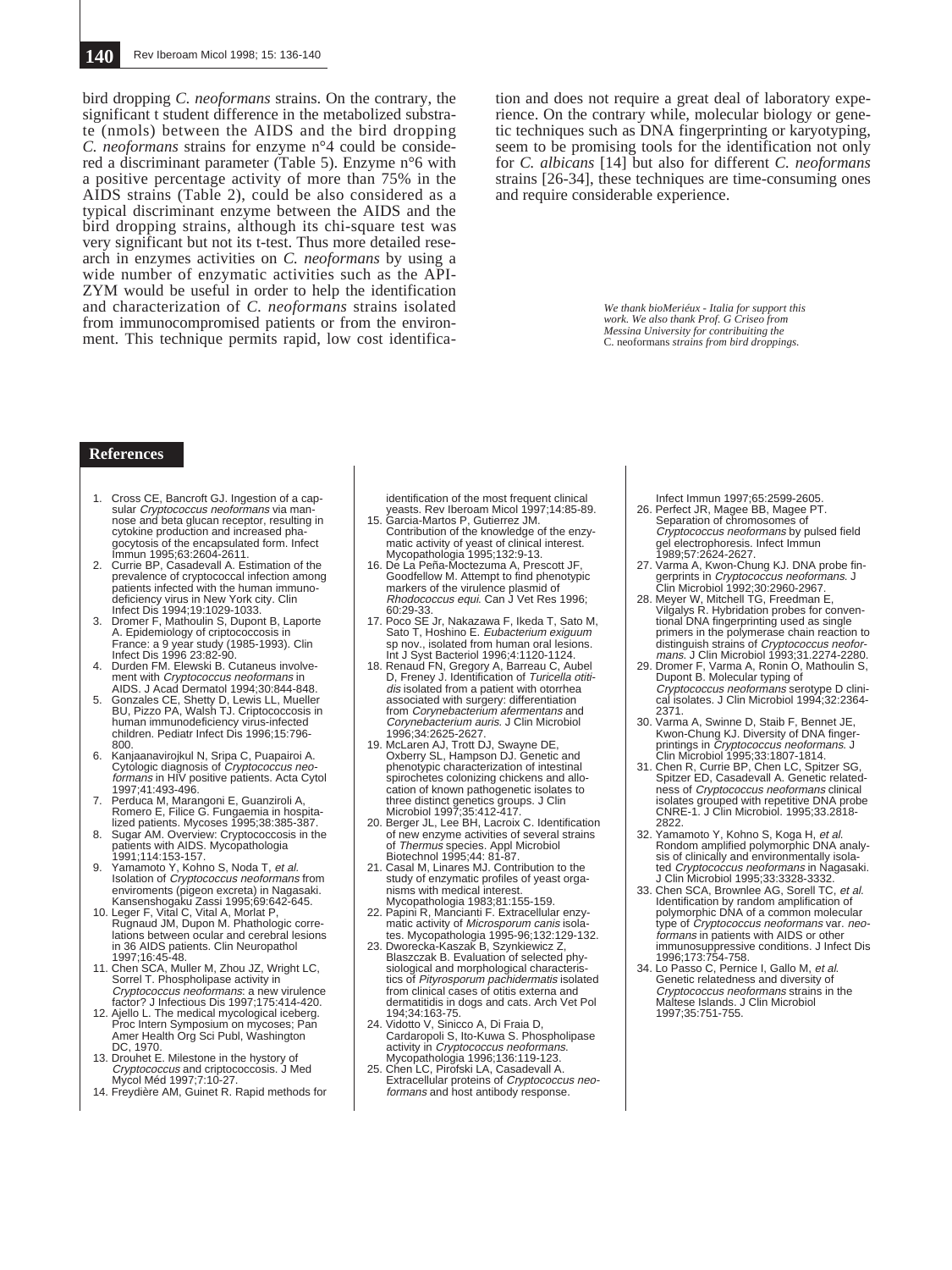bird dropping *C. neoformans* strains. On the contrary, the significant t student difference in the metabolized substrate (nmols) between the AIDS and the bird dropping *C. neoformans* strains for enzyme n°4 could be considered a discriminant parameter (Table 5). Enzyme n°6 with a positive percentage activity of more than 75% in the AIDS strains (Table 2), could be also considered as a typical discriminant enzyme between the AIDS and the bird dropping strains, although its chi-square test was very significant but not its t-test. Thus more detailed research in enzymes activities on *C. neoformans* by using a wide number of enzymatic activities such as the API-ZYM would be useful in order to help the identification and characterization of *C. neoformans* strains isolated from immunocompromised patients or from the environment. This technique permits rapid, low cost identification and does not require a great deal of laboratory experience. On the contrary while, molecular biology or genetic techniques such as DNA fingerprinting or karyotyping, seem to be promising tools for the identification not only for *C. albicans* [14] but also for different *C. neoformans* strains [26-34], these techniques are time-consuming ones and require considerable experience.

*We thank bioMeriéux - Italia for support this work. We also thank Prof. G Criseo from Messina University for contributing the* C. neoformans *strains from bird droppings.*

## References

1. Cross CE, Bancroft GJ. Ingestion of a capsular *Cryptococcus neoformans* via mannose and beta glucan receptor, resulting in cytokine production and increased phagocytosis of the encapsulated form. Infect Immun 1995;63:2604-2611.
2. Currie BP, Casadevall A. Estimation of the prevalence of cryptococcal infection among patients infected with the human immunodeficiency virus in New York city. Clin Infect Dis 1994;19:1029-1033.
3. Dromer F, Mathoulin S, Dupont B, Laporte A. Epidemiology of criptococcosis in France: a 9 year study (1985-1993). Clin Infect Dis 1996 23:82-90.
4. Durden FM. Elewski B. Cutaneus involvement with *Cryptococcus neoformans* in AIDS. J Acad Dermatol 1994;30:844-848.
5. Gonzales CE, Shetty D, Lewis LL, Mueller BU, Pizzo PA, Walsh TJ. Criptococcosis in human immunodeficiency virus-infected children. Pediatr Infect Dis 1996;15:796-800.
6. Kanjaanavirojkul N, Sripa C, Puapairoi A. Cytologic diagnosis of *Cryptococcus neoformans* in HIV positive patients. Acta Cytol 1997;41:493-496.
7. Perduca M, Marangoni E, Guanziroli A, Romero E, Filice G. Fungaemia in hospitalized patients. Mycoses 1995;38:385-387.
8. Sugar AM. Overview: Cryptococcosis in the patients with AIDS. Mycopathologia 1991;114:153-157.
9. Yamamoto Y, Kohno S, Noda T, *et al.* Isolation of *Cryptococcus neoformans* from enviroments (pigeon excreta) in Nagasaki. Kansenshogaku Zassi 1995;69:642-645.
10. Leger F, Vital C, Vital A, Morlat P, Rugnaud JM, Dupon M. Phathologic correlations between ocular and cerebral lesions in 36 AIDS patients. Clin Neuropathol 1997;16:45-48.
11. Chen SCA, Muller M, Zhou JZ, Wright LC, Sorrel T. Phospholipase activity in *Cryptococcus neoformans*: a new virulence factor? J Infectious Dis 1997;175:414-420.
12. Ajello L. The medical mycological iceberg. Proc Intern Symposium on mycoses; Pan Amer Health Org Sci Publ, Washington DC, 1970.
13. Drouhet E. Milestone in the hystory of *Cryptococcus* and criptococcosis. J Med Mycol Méd 1997;7:10-27.
14. Freydière AM, Guinet R. Rapid methods for identification of the most frequent clinical yeasts. Rev Iberoam Micol 1997;14:85-89.
15. Garcia-Martos P, Gutierrez JM. Contribution of the knowledge of the enzymatic activity of yeast of clinical interest. Mycopathologia 1995;132:9-13.
16. De La Peña-Moctezuma A, Prescott JF, Goodfellow M. Attempt to find phenotypic markers of the virulence plasmid of *Rhodococcus equi*. Can J Vet Res 1996; 60:29-33.
17. Poco SE Jr, Nakazawa F, Ikeda T, Sato M, Sato T, Hoshino E. *Eubacterium exiguum* sp nov., isolated from human oral lesions. Int J Syst Bacteriol 1996;4:1120-1124.
18. Renaud FN, Gregory A, Barreau C, Aubel D, Freney J. Identification of *Turicella otitidis* isolated from a patient with otorrhea associated with surgery: differentiation from *Corynebacterium afermentans* and *Corynebacterium auris.* J Clin Microbiol 1996;34:2625-2627.
19. McLaren AJ, Trott DJ, Swayne DE, Oxberry SL, Hampson DJ. Genetic and phenotypic characterization of intestinal spirochetes colonizing chickens and allocation of known pathogenetic isolates to three distinct genetics groups. J Clin Microbiol 1997;35:412-417.
20. Berger JL, Lee BH, Lacroix C. Identification of new enzyme activities of several strains of *Thermus* species. Appl Microbiol Biotechnol 1995;44: 81-87.
21. Casal M, Linares MJ. Contribution to the study of enzymatic profiles of yeast organisms with medical interest. Mycopathologia 1983;81:155-159.
22. Papini R, Mancianti F. Extracellular enzymatic activity of *Microsporum canis* isolates. Mycopathologia 1995-96;132:129-132.
23. Dworecka-Kaszak B, Szynkiewicz Z, Blaszczak B. Evaluation of selected physiological and morphological characteristics of *Pityrosporum pachidermatis* isolated from clinical cases of otitis externa and dermatitids in dogs and cats. Arch Vet Pol 194;34:163-75.
24. Vidotto V, Sinicco A, Di Fraia D, Cardaropoli S, Ito-Kuwa S. Phospholipase activity in *Cryptococcus neoformans.* Mycopathologia 1996;136:119-123.
25. Chen LC, Pirofski LA, Casadevall A. Extracellular proteins of *Cryptococcus neoformans* and host antibody response. Infect Immun 1997;65:2599-2605.
26. Perfect JR, Magee BB, Magee PT. Separation of chromosomes of *Cryptococcus neoformans* by pulsed field gel electrophoresis. Infect Immun 1989;57:2624-2627.
27. Varma A, Kwon-Chung KJ. DNA probe fingerprints in *Cryptococcus neoformans*. J Clin Microbiol 1992;30:2960-2967.
28. Meyer W, Mitchell TG, Freedman E, Vilgalys R. Hybridation probes for conventional DNA fingerprinting used as single primers in the polymerase chain reaction to distinguish strains of *Cryptococcus neoformans.* J Clin Microbiol 1993;31.2274-2280.
29. Dromer F, Varma A, Ronin O, Mathoulin S, Dupont B. Molecular typing of *Cryptococcus neoformans* serotype D clinical isolates. J Clin Microbiol 1994;32:2364-2371.
30. Varma A, Swinne D, Staib F, Bennet JE, Kwon-Chung KJ. Diversity of DNA fingerprintings in *Cryptococcus neoformans.* J Clin Microbiol 1995;33:1807-1814.
31. Chen R, Currie BP, Chen LC, Spitzer SG, Spitzer ED, Casadevall A. Genetic relatedness of *Cryptococcus neoformans* clinical isolates grouped with repetitive DNA probe CNRE-1. J Clin Microbiol. 1995;33.2818-2822.
32. Yamamoto Y, Kohno S, Koga H, *et al.* Rondom amplified polymorphic DNA analysis of clinically and environmentally isolated *Cryptococcus neoformans* in Nagasaki. J Clin Microbiol 1995;33:3328-3332.
33. Chen SCA, Brownlee AG, Sorell TC, *et al.* Identification by random amplification of polymorphic DNA of a common molecular type of *Cryptococcus neoformans* var. *neoformans* in patients with AIDS or other immunosuppressive conditions. J Infect Dis 1996;173:754-758.
34. Lo Passo C, Pernice I, Gallo M, *et al.* Genetic relatedness and diversity of *Cryptococcus neoformans* strains in the Maltese Islands. J Clin Microbiol 1997;35:751-755.